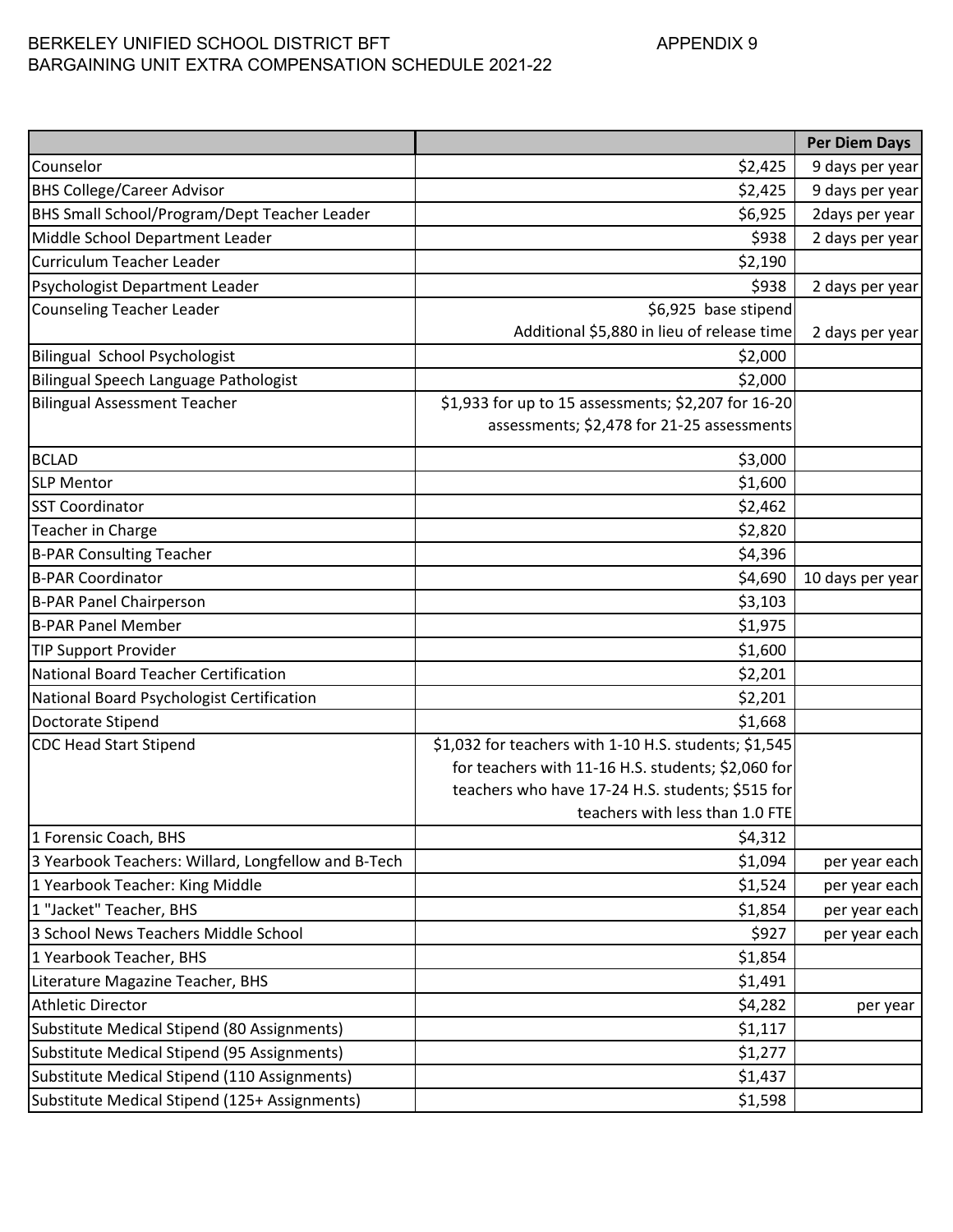BERKELEY UNIFIED SCHOOL DISTRICT BFT — APPENDIX 9

BARGAINING UNIT EXTRA COMPENSATION SCHEDULE 2021-22

| | | Per Diem Days |
|---|---|---|
| Counselor | $2,425 | 9 days per year |
| BHS College/Career Advisor | $2,425 | 9 days per year |
| BHS Small School/Program/Dept Teacher Leader | $6,925 | 2days per year |
| Middle School Department Leader | $938 | 2 days per year |
| Curriculum Teacher Leader | $2,190 | |
| Psychologist Department Leader | $938 | 2 days per year |
| Counseling Teacher Leader | $6,925 base stipend<br>Additional $5,880 in lieu of release time | 2 days per year |
| Bilingual School Psychologist | $2,000 | |
| Bilingual Speech Language Pathologist | $2,000 | |
| Bilingual Assessment Teacher | $1,933 for up to 15 assessments; $2,207 for 16-20 assessments; $2,478 for 21-25 assessments | |
| BCLAD | $3,000 | |
| SLP Mentor | $1,600 | |
| SST Coordinator | $2,462 | |
| Teacher in Charge | $2,820 | |
| B-PAR Consulting Teacher | $4,396 | |
| B-PAR Coordinator | $4,690 | 10 days per year |
| B-PAR Panel Chairperson | $3,103 | |
| B-PAR Panel Member | $1,975 | |
| TIP Support Provider | $1,600 | |
| National Board Teacher Certification | $2,201 | |
| National Board Psychologist Certification | $2,201 | |
| Doctorate Stipend | $1,668 | |
| CDC Head Start Stipend | $1,032 for teachers with 1-10 H.S. students; $1,545 for teachers with 11-16 H.S. students; $2,060 for teachers who have 17-24 H.S. students; $515 for teachers with less than 1.0 FTE | |
| 1 Forensic Coach, BHS | $4,312 | |
| 3 Yearbook Teachers: Willard, Longfellow and B-Tech | $1,094 | per year each |
| 1 Yearbook Teacher: King Middle | $1,524 | per year each |
| 1 "Jacket" Teacher, BHS | $1,854 | per year each |
| 3 School News Teachers Middle School | $927 | per year each |
| 1 Yearbook Teacher, BHS | $1,854 | |
| Literature Magazine Teacher, BHS | $1,491 | |
| Athletic Director | $4,282 | per year |
| Substitute Medical Stipend (80 Assignments) | $1,117 | |
| Substitute Medical Stipend (95 Assignments) | $1,277 | |
| Substitute Medical Stipend (110 Assignments) | $1,437 | |
| Substitute Medical Stipend (125+ Assignments) | $1,598 | |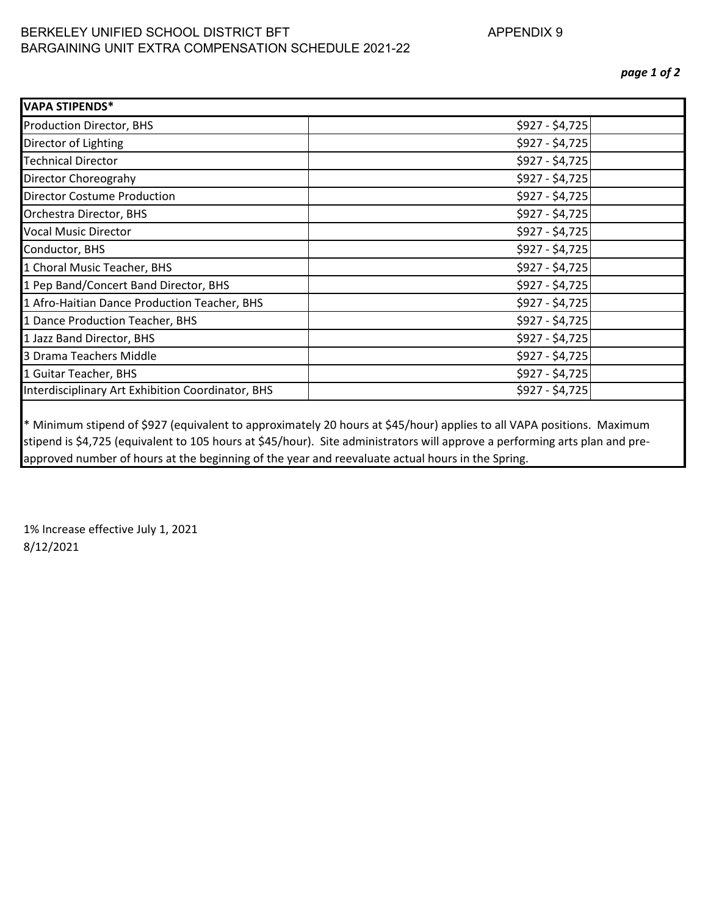BERKELEY UNIFIED SCHOOL DISTRICT BFT
BARGAINING UNIT EXTRA COMPENSATION SCHEDULE 2021-22

APPENDIX 9

| VAPA STIPENDS* | |
|---|---|
| Production Director, BHS | $927 - $4,725 |
| Director of Lighting | $927 - $4,725 |
| Technical Director | $927 - $4,725 |
| Director Choreograhy | $927 - $4,725 |
| Director Costume Production | $927 - $4,725 |
| Orchestra Director, BHS | $927 - $4,725 |
| Vocal Music Director | $927 - $4,725 |
| Conductor, BHS | $927 - $4,725 |
| 1 Choral Music Teacher, BHS | $927 - $4,725 |
| 1 Pep Band/Concert Band Director, BHS | $927 - $4,725 |
| 1 Afro-Haitian Dance Production Teacher, BHS | $927 - $4,725 |
| 1 Dance Production Teacher, BHS | $927 - $4,725 |
| 1 Jazz Band Director, BHS | $927 - $4,725 |
| 3 Drama Teachers Middle | $927 - $4,725 |
| 1 Guitar Teacher, BHS | $927 - $4,725 |
| Interdisciplinary Art Exhibition Coordinator, BHS | $927 - $4,725 |

* Minimum stipend of $927 (equivalent to approximately 20 hours at $45/hour) applies to all VAPA positions. Maximum stipend is $4,725 (equivalent to 105 hours at $45/hour). Site administrators will approve a performing arts plan and pre-approved number of hours at the beginning of the year and reevaluate actual hours in the Spring.

1% Increase effective July 1, 2021
8/12/2021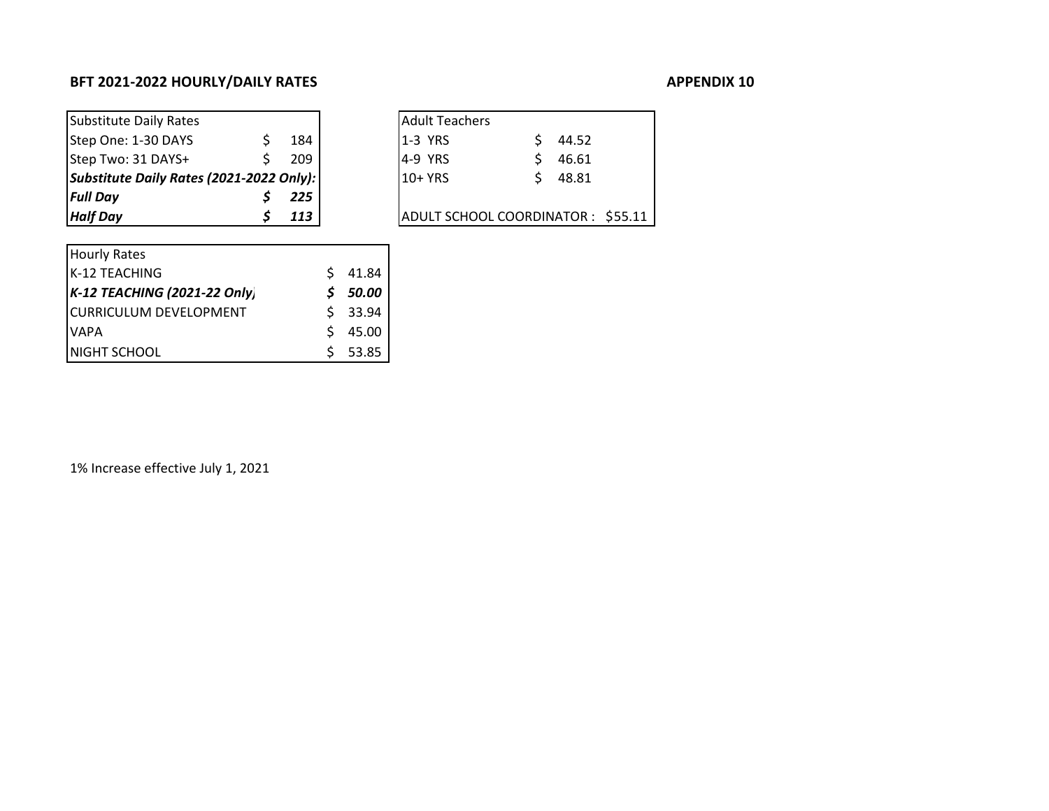**BFT 2021-2022 HOURLY/DAILY RATES**

**APPENDIX 10**

| Substitute Daily Rates | | |
|---|---|---|
| Step One: 1-30 DAYS | $ | 184 |
| Step Two: 31 DAYS+ | $ | 209 |
| ***Substitute Daily Rates (2021-2022 Only):*** | | |
| ***Full Day*** | ***$*** | ***225*** |
| ***Half Day*** | ***$*** | ***113*** |

| Adult Teachers | | |
|---|---|---|
| 1-3 YRS | $ | 44.52 |
| 4-9 YRS | $ | 46.61 |
| 10+ YRS | $ | 48.81 |
| | | |
| ADULT SCHOOL COORDINATOR : | | $55.11 |

| Hourly Rates | | |
|---|---|---|
| K-12 TEACHING | $ | 41.84 |
| ***K-12 TEACHING (2021-22 Only)*** | ***$*** | ***50.00*** |
| CURRICULUM DEVELOPMENT | $ | 33.94 |
| VAPA | $ | 45.00 |
| NIGHT SCHOOL | $ | 53.85 |

1% Increase effective July 1, 2021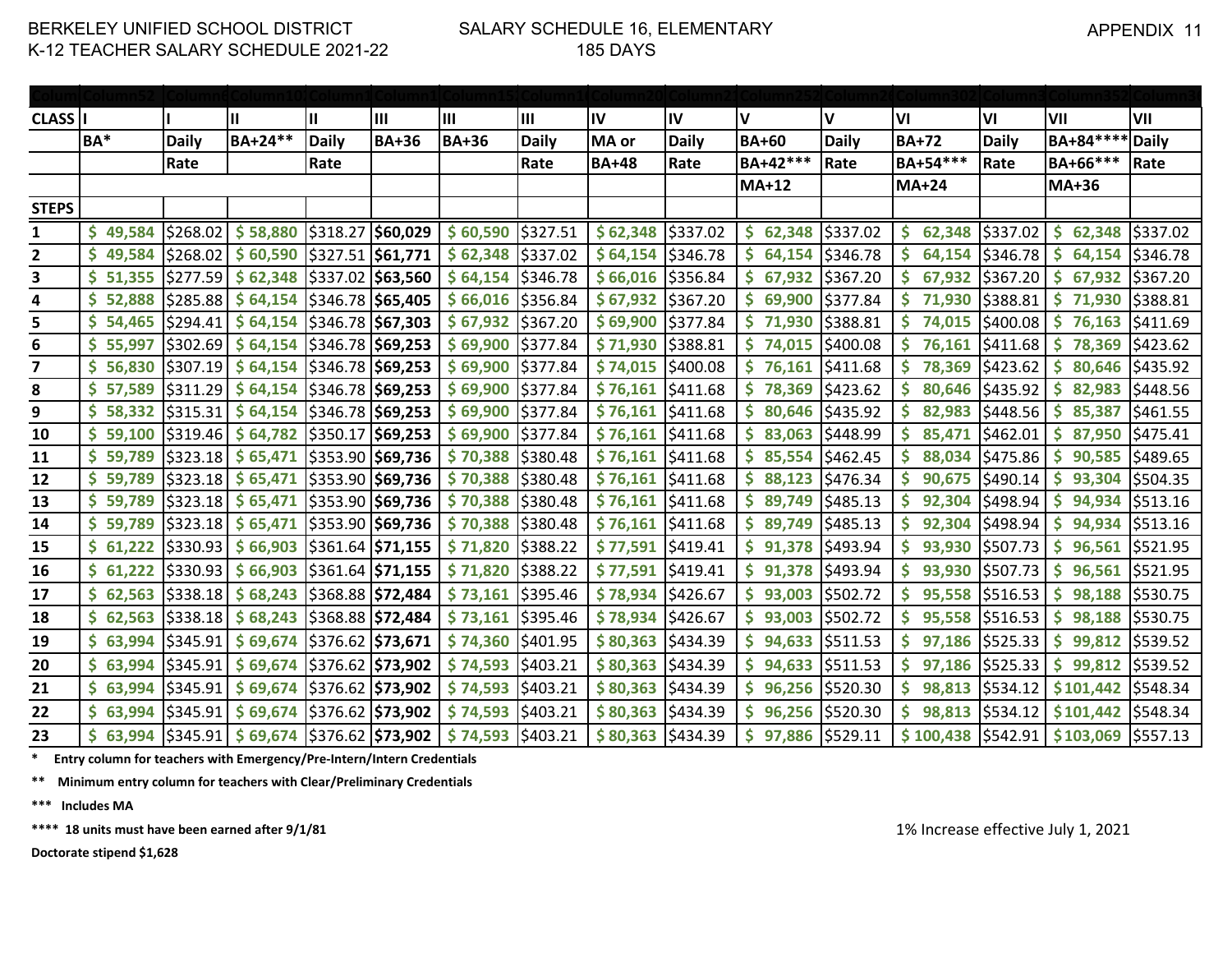BERKELEY UNIFIED SCHOOL DISTRICT
K-12 TEACHER SALARY SCHEDULE 2021-22

SALARY SCHEDULE 16, ELEMENTARY
185 DAYS

APPENDIX 11

| CLASS | I | I | II | II | III | III | III | IV | IV | V | V | VI | VI | VII | VII |
|---|---|---|---|---|---|---|---|---|---|---|---|---|---|---|---|
| | BA* | Daily Rate | BA+24** | Daily Rate | BA+36 | BA+36 | Daily Rate | MA or BA+48 | Daily Rate | BA+60 BA+42*** MA+12 | Daily Rate | BA+72 BA+54*** MA+24 | Daily Rate | BA+84**** BA+66*** MA+36 | Daily Rate |
| STEPS | | | | | | | | | | | | | | | |
| 1 | $ 49,584 | $268.02 | $ 58,880 | $318.27 | **$60,029** | $ 60,590 | $327.51 | $ 62,348 | $337.02 | $ 62,348 | $337.02 | $ 62,348 | $337.02 | $ 62,348 | $337.02 |
| 2 | $ 49,584 | $268.02 | $ 60,590 | $327.51 | **$61,771** | $ 62,348 | $337.02 | $ 64,154 | $346.78 | $ 64,154 | $346.78 | $ 64,154 | $346.78 | $ 64,154 | $346.78 |
| 3 | $ 51,355 | $277.59 | $ 62,348 | $337.02 | **$63,560** | $ 64,154 | $346.78 | $ 66,016 | $356.84 | $ 67,932 | $367.20 | $ 67,932 | $367.20 | $ 67,932 | $367.20 |
| 4 | $ 52,888 | $285.88 | $ 64,154 | $346.78 | **$65,405** | $ 66,016 | $356.84 | $ 67,932 | $367.20 | $ 69,900 | $377.84 | $ 71,930 | $388.81 | $ 71,930 | $388.81 |
| 5 | $ 54,465 | $294.41 | $ 64,154 | $346.78 | **$67,303** | $ 67,932 | $367.20 | $ 69,900 | $377.84 | $ 71,930 | $388.81 | $ 74,015 | $400.08 | $ 76,163 | $411.69 |
| 6 | $ 55,997 | $302.69 | $ 64,154 | $346.78 | **$69,253** | $ 69,900 | $377.84 | $ 71,930 | $388.81 | $ 74,015 | $400.08 | $ 76,161 | $411.68 | $ 78,369 | $423.62 |
| 7 | $ 56,830 | $307.19 | $ 64,154 | $346.78 | **$69,253** | $ 69,900 | $377.84 | $ 74,015 | $400.08 | $ 76,161 | $411.68 | $ 78,369 | $423.62 | $ 80,646 | $435.92 |
| 8 | $ 57,589 | $311.29 | $ 64,154 | $346.78 | **$69,253** | $ 69,900 | $377.84 | $ 76,161 | $411.68 | $ 78,369 | $423.62 | $ 80,646 | $435.92 | $ 82,983 | $448.56 |
| 9 | $ 58,332 | $315.31 | $ 64,154 | $346.78 | **$69,253** | $ 69,900 | $377.84 | $ 76,161 | $411.68 | $ 80,646 | $435.92 | $ 82,983 | $448.56 | $ 85,387 | $461.55 |
| 10 | $ 59,100 | $319.46 | $ 64,782 | $350.17 | **$69,253** | $ 69,900 | $377.84 | $ 76,161 | $411.68 | $ 83,063 | $448.99 | $ 85,471 | $462.01 | $ 87,950 | $475.41 |
| 11 | $ 59,789 | $323.18 | $ 65,471 | $353.90 | **$69,736** | $ 70,388 | $380.48 | $ 76,161 | $411.68 | $ 85,554 | $462.45 | $ 88,034 | $475.86 | $ 90,585 | $489.65 |
| 12 | $ 59,789 | $323.18 | $ 65,471 | $353.90 | **$69,736** | $ 70,388 | $380.48 | $ 76,161 | $411.68 | $ 88,123 | $476.34 | $ 90,675 | $490.14 | $ 93,304 | $504.35 |
| 13 | $ 59,789 | $323.18 | $ 65,471 | $353.90 | **$69,736** | $ 70,388 | $380.48 | $ 76,161 | $411.68 | $ 89,749 | $485.13 | $ 92,304 | $498.94 | $ 94,934 | $513.16 |
| 14 | $ 59,789 | $323.18 | $ 65,471 | $353.90 | **$69,736** | $ 70,388 | $380.48 | $ 76,161 | $411.68 | $ 89,749 | $485.13 | $ 92,304 | $498.94 | $ 94,934 | $513.16 |
| 15 | $ 61,222 | $330.93 | $ 66,903 | $361.64 | **$71,155** | $ 71,820 | $388.22 | $ 77,591 | $419.41 | $ 91,378 | $493.94 | $ 93,930 | $507.73 | $ 96,561 | $521.95 |
| 16 | $ 61,222 | $330.93 | $ 66,903 | $361.64 | **$71,155** | $ 71,820 | $388.22 | $ 77,591 | $419.41 | $ 91,378 | $493.94 | $ 93,930 | $507.73 | $ 96,561 | $521.95 |
| 17 | $ 62,563 | $338.18 | $ 68,243 | $368.88 | **$72,484** | $ 73,161 | $395.46 | $ 78,934 | $426.67 | $ 93,003 | $502.72 | $ 95,558 | $516.53 | $ 98,188 | $530.75 |
| 18 | $ 62,563 | $338.18 | $ 68,243 | $368.88 | **$72,484** | $ 73,161 | $395.46 | $ 78,934 | $426.67 | $ 93,003 | $502.72 | $ 95,558 | $516.53 | $ 98,188 | $530.75 |
| 19 | $ 63,994 | $345.91 | $ 69,674 | $376.62 | **$73,671** | $ 74,360 | $401.95 | $ 80,363 | $434.39 | $ 94,633 | $511.53 | $ 97,186 | $525.33 | $ 99,812 | $539.52 |
| 20 | $ 63,994 | $345.91 | $ 69,674 | $376.62 | **$73,902** | $ 74,593 | $403.21 | $ 80,363 | $434.39 | $ 94,633 | $511.53 | $ 97,186 | $525.33 | $ 99,812 | $539.52 |
| 21 | $ 63,994 | $345.91 | $ 69,674 | $376.62 | **$73,902** | $ 74,593 | $403.21 | $ 80,363 | $434.39 | $ 96,256 | $520.30 | $ 98,813 | $534.12 | $101,442 | $548.34 |
| 22 | $ 63,994 | $345.91 | $ 69,674 | $376.62 | **$73,902** | $ 74,593 | $403.21 | $ 80,363 | $434.39 | $ 96,256 | $520.30 | $ 98,813 | $534.12 | $101,442 | $548.34 |
| 23 | $ 63,994 | $345.91 | $ 69,674 | $376.62 | **$73,902** | $ 74,593 | $403.21 | $ 80,363 | $434.39 | $ 97,886 | $529.11 | $ 100,438 | $542.91 | $103,069 | $557.13 |

**\*  Entry column for teachers with Emergency/Pre-Intern/Intern Credentials**

**\*\*  Minimum entry column for teachers with Clear/Preliminary Credentials**

**\*\*\*  Includes MA**

**\*\*\*\*  18 units must have been earned after 9/1/81**

**Doctorate stipend $1,628**

1% Increase effective July 1, 2021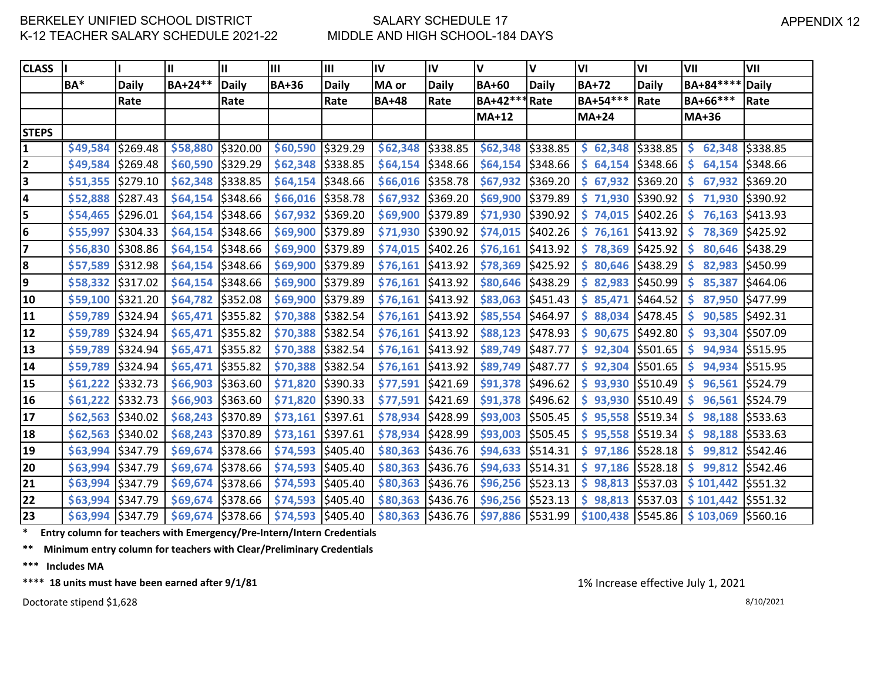BERKELEY UNIFIED SCHOOL DISTRICT
K-12 TEACHER SALARY SCHEDULE 2021-22

SALARY SCHEDULE 17
MIDDLE AND HIGH SCHOOL-184 DAYS

APPENDIX 12

| CLASS | I | I | II | II | III | III | IV | IV | V | V | VI | VI | VII | VII |
|---|---|---|---|---|---|---|---|---|---|---|---|---|---|---|
| | BA* | Daily | BA+24** | Daily | BA+36 | Daily | MA or | Daily | BA+60 | Daily | BA+72 | Daily | BA+84**** | Daily |
| | | Rate | | Rate | | Rate | BA+48 | Rate | BA+42*** | Rate | BA+54*** | Rate | BA+66*** | Rate |
| | | | | | | | | | MA+12 | | MA+24 | | MA+36 | |
| STEPS | | | | | | | | | | | | | | |
| 1 | $49,584 | $269.48 | $58,880 | $320.00 | $60,590 | $329.29 | $62,348 | $338.85 | $62,348 | $338.85 | $ 62,348 | $338.85 | $ 62,348 | $338.85 |
| 2 | $49,584 | $269.48 | $60,590 | $329.29 | $62,348 | $338.85 | $64,154 | $348.66 | $64,154 | $348.66 | $ 64,154 | $348.66 | $ 64,154 | $348.66 |
| 3 | $51,355 | $279.10 | $62,348 | $338.85 | $64,154 | $348.66 | $66,016 | $358.78 | $67,932 | $369.20 | $ 67,932 | $369.20 | $ 67,932 | $369.20 |
| 4 | $52,888 | $287.43 | $64,154 | $348.66 | $66,016 | $358.78 | $67,932 | $369.20 | $69,900 | $379.89 | $ 71,930 | $390.92 | $ 71,930 | $390.92 |
| 5 | $54,465 | $296.01 | $64,154 | $348.66 | $67,932 | $369.20 | $69,900 | $379.89 | $71,930 | $390.92 | $ 74,015 | $402.26 | $ 76,163 | $413.93 |
| 6 | $55,997 | $304.33 | $64,154 | $348.66 | $69,900 | $379.89 | $71,930 | $390.92 | $74,015 | $402.26 | $ 76,161 | $413.92 | $ 78,369 | $425.92 |
| 7 | $56,830 | $308.86 | $64,154 | $348.66 | $69,900 | $379.89 | $74,015 | $402.26 | $76,161 | $413.92 | $ 78,369 | $425.92 | $ 80,646 | $438.29 |
| 8 | $57,589 | $312.98 | $64,154 | $348.66 | $69,900 | $379.89 | $76,161 | $413.92 | $78,369 | $425.92 | $ 80,646 | $438.29 | $ 82,983 | $450.99 |
| 9 | $58,332 | $317.02 | $64,154 | $348.66 | $69,900 | $379.89 | $76,161 | $413.92 | $80,646 | $438.29 | $ 82,983 | $450.99 | $ 85,387 | $464.06 |
| 10 | $59,100 | $321.20 | $64,782 | $352.08 | $69,900 | $379.89 | $76,161 | $413.92 | $83,063 | $451.43 | $ 85,471 | $464.52 | $ 87,950 | $477.99 |
| 11 | $59,789 | $324.94 | $65,471 | $355.82 | $70,388 | $382.54 | $76,161 | $413.92 | $85,554 | $464.97 | $ 88,034 | $478.45 | $ 90,585 | $492.31 |
| 12 | $59,789 | $324.94 | $65,471 | $355.82 | $70,388 | $382.54 | $76,161 | $413.92 | $88,123 | $478.93 | $ 90,675 | $492.80 | $ 93,304 | $507.09 |
| 13 | $59,789 | $324.94 | $65,471 | $355.82 | $70,388 | $382.54 | $76,161 | $413.92 | $89,749 | $487.77 | $ 92,304 | $501.65 | $ 94,934 | $515.95 |
| 14 | $59,789 | $324.94 | $65,471 | $355.82 | $70,388 | $382.54 | $76,161 | $413.92 | $89,749 | $487.77 | $ 92,304 | $501.65 | $ 94,934 | $515.95 |
| 15 | $61,222 | $332.73 | $66,903 | $363.60 | $71,820 | $390.33 | $77,591 | $421.69 | $91,378 | $496.62 | $ 93,930 | $510.49 | $ 96,561 | $524.79 |
| 16 | $61,222 | $332.73 | $66,903 | $363.60 | $71,820 | $390.33 | $77,591 | $421.69 | $91,378 | $496.62 | $ 93,930 | $510.49 | $ 96,561 | $524.79 |
| 17 | $62,563 | $340.02 | $68,243 | $370.89 | $73,161 | $397.61 | $78,934 | $428.99 | $93,003 | $505.45 | $ 95,558 | $519.34 | $ 98,188 | $533.63 |
| 18 | $62,563 | $340.02 | $68,243 | $370.89 | $73,161 | $397.61 | $78,934 | $428.99 | $93,003 | $505.45 | $ 95,558 | $519.34 | $ 98,188 | $533.63 |
| 19 | $63,994 | $347.79 | $69,674 | $378.66 | $74,593 | $405.40 | $80,363 | $436.76 | $94,633 | $514.31 | $ 97,186 | $528.18 | $ 99,812 | $542.46 |
| 20 | $63,994 | $347.79 | $69,674 | $378.66 | $74,593 | $405.40 | $80,363 | $436.76 | $94,633 | $514.31 | $ 97,186 | $528.18 | $ 99,812 | $542.46 |
| 21 | $63,994 | $347.79 | $69,674 | $378.66 | $74,593 | $405.40 | $80,363 | $436.76 | $96,256 | $523.13 | $ 98,813 | $537.03 | $ 101,442 | $551.32 |
| 22 | $63,994 | $347.79 | $69,674 | $378.66 | $74,593 | $405.40 | $80,363 | $436.76 | $96,256 | $523.13 | $ 98,813 | $537.03 | $ 101,442 | $551.32 |
| 23 | $63,994 | $347.79 | $69,674 | $378.66 | $74,593 | $405.40 | $80,363 | $436.76 | $97,886 | $531.99 | $100,438 | $545.86 | $ 103,069 | $560.16 |

**\* Entry column for teachers with Emergency/Pre-Intern/Intern Credentials**

**\*\* Minimum entry column for teachers with Clear/Preliminary Credentials**

**\*\*\* Includes MA**

**\*\*\*\* 18 units must have been earned after 9/1/81**

1% Increase effective July 1, 2021

Doctorate stipend $1,628

8/10/2021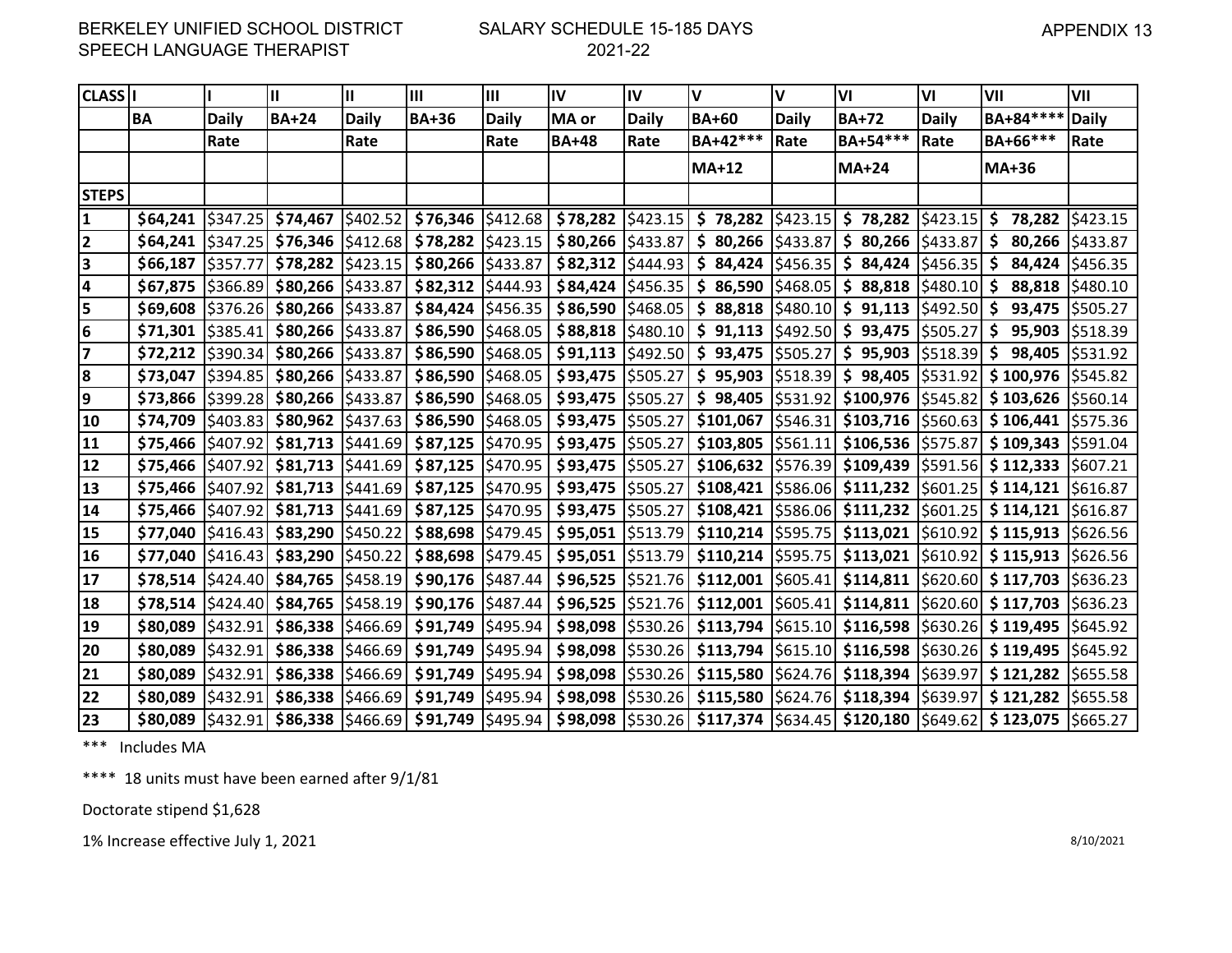BERKELEY UNIFIED SCHOOL DISTRICT
SPEECH LANGUAGE THERAPIST

SALARY SCHEDULE 15-185 DAYS
2021-22

APPENDIX 13

| CLASS | I | I | II | II | III | III | IV | IV | V | V | VI | VI | VII | VII |
|---|---|---|---|---|---|---|---|---|---|---|---|---|---|---|
| | BA | Daily Rate | BA+24 | Daily Rate | BA+36 | Daily Rate | MA or BA+48 | Daily Rate | BA+60 BA+42*** MA+12 | Daily Rate | BA+72 BA+54*** MA+24 | Daily Rate | BA+84**** BA+66*** MA+36 | Daily Rate |
| STEPS | | | | | | | | | | | | | | |
| 1 | $64,241 | $347.25 | $74,467 | $402.52 | $76,346 | $412.68 | $78,282 | $423.15 | $ 78,282 | $423.15 | $ 78,282 | $423.15 | $ 78,282 | $423.15 |
| 2 | $64,241 | $347.25 | $76,346 | $412.68 | $78,282 | $423.15 | $80,266 | $433.87 | $ 80,266 | $433.87 | $ 80,266 | $433.87 | $ 80,266 | $433.87 |
| 3 | $66,187 | $357.77 | $78,282 | $423.15 | $80,266 | $433.87 | $82,312 | $444.93 | $ 84,424 | $456.35 | $ 84,424 | $456.35 | $ 84,424 | $456.35 |
| 4 | $67,875 | $366.89 | $80,266 | $433.87 | $82,312 | $444.93 | $84,424 | $456.35 | $ 86,590 | $468.05 | $ 88,818 | $480.10 | $ 88,818 | $480.10 |
| 5 | $69,608 | $376.26 | $80,266 | $433.87 | $84,424 | $456.35 | $86,590 | $468.05 | $ 88,818 | $480.10 | $ 91,113 | $492.50 | $ 93,475 | $505.27 |
| 6 | $71,301 | $385.41 | $80,266 | $433.87 | $86,590 | $468.05 | $88,818 | $480.10 | $ 91,113 | $492.50 | $ 93,475 | $505.27 | $ 95,903 | $518.39 |
| 7 | $72,212 | $390.34 | $80,266 | $433.87 | $86,590 | $468.05 | $91,113 | $492.50 | $ 93,475 | $505.27 | $ 95,903 | $518.39 | $ 98,405 | $531.92 |
| 8 | $73,047 | $394.85 | $80,266 | $433.87 | $86,590 | $468.05 | $93,475 | $505.27 | $ 95,903 | $518.39 | $ 98,405 | $531.92 | $ 100,976 | $545.82 |
| 9 | $73,866 | $399.28 | $80,266 | $433.87 | $86,590 | $468.05 | $93,475 | $505.27 | $ 98,405 | $531.92 | $100,976 | $545.82 | $ 103,626 | $560.14 |
| 10 | $74,709 | $403.83 | $80,962 | $437.63 | $86,590 | $468.05 | $93,475 | $505.27 | $101,067 | $546.31 | $103,716 | $560.63 | $ 106,441 | $575.36 |
| 11 | $75,466 | $407.92 | $81,713 | $441.69 | $87,125 | $470.95 | $93,475 | $505.27 | $103,805 | $561.11 | $106,536 | $575.87 | $ 109,343 | $591.04 |
| 12 | $75,466 | $407.92 | $81,713 | $441.69 | $87,125 | $470.95 | $93,475 | $505.27 | $106,632 | $576.39 | $109,439 | $591.56 | $ 112,333 | $607.21 |
| 13 | $75,466 | $407.92 | $81,713 | $441.69 | $87,125 | $470.95 | $93,475 | $505.27 | $108,421 | $586.06 | $111,232 | $601.25 | $ 114,121 | $616.87 |
| 14 | $75,466 | $407.92 | $81,713 | $441.69 | $87,125 | $470.95 | $93,475 | $505.27 | $108,421 | $586.06 | $111,232 | $601.25 | $ 114,121 | $616.87 |
| 15 | $77,040 | $416.43 | $83,290 | $450.22 | $88,698 | $479.45 | $95,051 | $513.79 | $110,214 | $595.75 | $113,021 | $610.92 | $ 115,913 | $626.56 |
| 16 | $77,040 | $416.43 | $83,290 | $450.22 | $88,698 | $479.45 | $95,051 | $513.79 | $110,214 | $595.75 | $113,021 | $610.92 | $ 115,913 | $626.56 |
| 17 | $78,514 | $424.40 | $84,765 | $458.19 | $90,176 | $487.44 | $96,525 | $521.76 | $112,001 | $605.41 | $114,811 | $620.60 | $ 117,703 | $636.23 |
| 18 | $78,514 | $424.40 | $84,765 | $458.19 | $90,176 | $487.44 | $96,525 | $521.76 | $112,001 | $605.41 | $114,811 | $620.60 | $ 117,703 | $636.23 |
| 19 | $80,089 | $432.91 | $86,338 | $466.69 | $91,749 | $495.94 | $98,098 | $530.26 | $113,794 | $615.10 | $116,598 | $630.26 | $ 119,495 | $645.92 |
| 20 | $80,089 | $432.91 | $86,338 | $466.69 | $91,749 | $495.94 | $98,098 | $530.26 | $113,794 | $615.10 | $116,598 | $630.26 | $ 119,495 | $645.92 |
| 21 | $80,089 | $432.91 | $86,338 | $466.69 | $91,749 | $495.94 | $98,098 | $530.26 | $115,580 | $624.76 | $118,394 | $639.97 | $ 121,282 | $655.58 |
| 22 | $80,089 | $432.91 | $86,338 | $466.69 | $91,749 | $495.94 | $98,098 | $530.26 | $115,580 | $624.76 | $118,394 | $639.97 | $ 121,282 | $655.58 |
| 23 | $80,089 | $432.91 | $86,338 | $466.69 | $91,749 | $495.94 | $98,098 | $530.26 | $117,374 | $634.45 | $120,180 | $649.62 | $ 123,075 | $665.27 |

*** Includes MA

**** 18 units must have been earned after 9/1/81

Doctorate stipend $1,628

1% Increase effective July 1, 2021

8/10/2021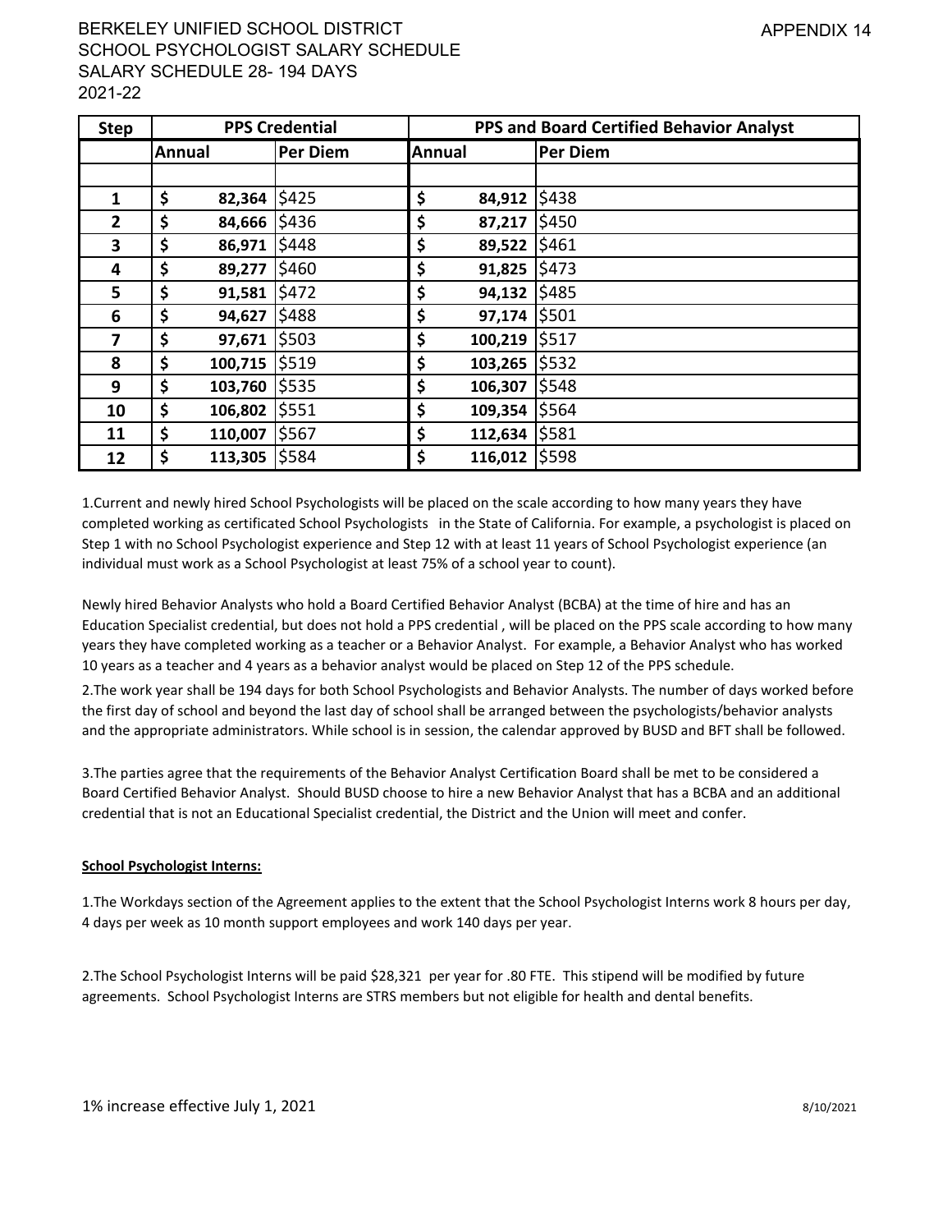BERKELEY UNIFIED SCHOOL DISTRICT
SCHOOL PSYCHOLOGIST SALARY SCHEDULE
SALARY SCHEDULE 28- 194 DAYS
2021-22

APPENDIX 14

| Step | PPS Credential | | PPS and Board Certified Behavior Analyst | |
|---|---|---|---|---|
| | Annual | Per Diem | Annual | Per Diem |
| | | | | |
| 1 | $ 82,364 | $425 | $ 84,912 | $438 |
| 2 | $ 84,666 | $436 | $ 87,217 | $450 |
| 3 | $ 86,971 | $448 | $ 89,522 | $461 |
| 4 | $ 89,277 | $460 | $ 91,825 | $473 |
| 5 | $ 91,581 | $472 | $ 94,132 | $485 |
| 6 | $ 94,627 | $488 | $ 97,174 | $501 |
| 7 | $ 97,671 | $503 | $ 100,219 | $517 |
| 8 | $ 100,715 | $519 | $ 103,265 | $532 |
| 9 | $ 103,760 | $535 | $ 106,307 | $548 |
| 10 | $ 106,802 | $551 | $ 109,354 | $564 |
| 11 | $ 110,007 | $567 | $ 112,634 | $581 |
| 12 | $ 113,305 | $584 | $ 116,012 | $598 |

1.Current and newly hired School Psychologists will be placed on the scale according to how many years they have completed working as certificated School Psychologists in the State of California. For example, a psychologist is placed on Step 1 with no School Psychologist experience and Step 12 with at least 11 years of School Psychologist experience (an individual must work as a School Psychologist at least 75% of a school year to count).

Newly hired Behavior Analysts who hold a Board Certified Behavior Analyst (BCBA) at the time of hire and has an Education Specialist credential, but does not hold a PPS credential , will be placed on the PPS scale according to how many years they have completed working as a teacher or a Behavior Analyst. For example, a Behavior Analyst who has worked 10 years as a teacher and 4 years as a behavior analyst would be placed on Step 12 of the PPS schedule.

2.The work year shall be 194 days for both School Psychologists and Behavior Analysts. The number of days worked before the first day of school and beyond the last day of school shall be arranged between the psychologists/behavior analysts and the appropriate administrators. While school is in session, the calendar approved by BUSD and BFT shall be followed.

3.The parties agree that the requirements of the Behavior Analyst Certification Board shall be met to be considered a Board Certified Behavior Analyst. Should BUSD choose to hire a new Behavior Analyst that has a BCBA and an additional credential that is not an Educational Specialist credential, the District and the Union will meet and confer.

**School Psychologist Interns:**

1.The Workdays section of the Agreement applies to the extent that the School Psychologist Interns work 8 hours per day, 4 days per week as 10 month support employees and work 140 days per year.

2.The School Psychologist Interns will be paid $28,321 per year for .80 FTE. This stipend will be modified by future agreements. School Psychologist Interns are STRS members but not eligible for health and dental benefits.

1% increase effective July 1, 2021

8/10/2021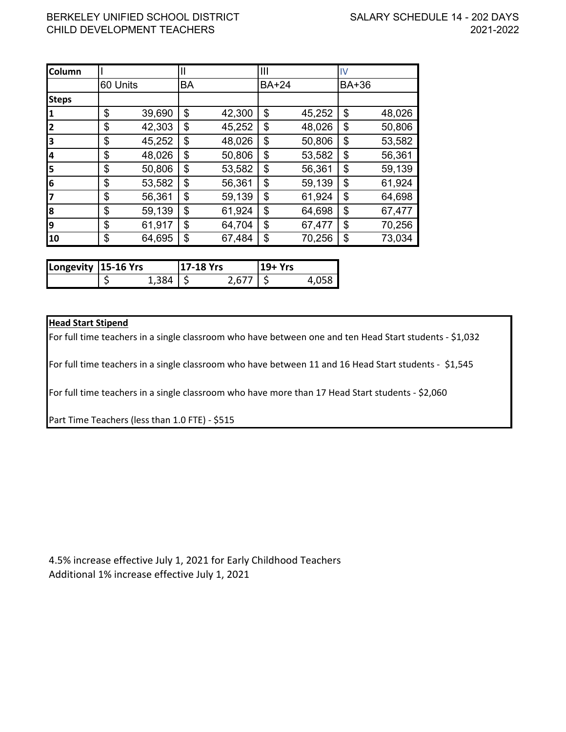BERKELEY UNIFIED SCHOOL DISTRICT
CHILD DEVELOPMENT TEACHERS

SALARY SCHEDULE 14 - 202 DAYS
2021-2022

| Column | I | II | III | IV |
|---|---|---|---|---|
| | 60 Units | BA | BA+24 | BA+36 |
| Steps | | | | |
| 1 | $ 39,690 | $ 42,300 | $ 45,252 | $ 48,026 |
| 2 | $ 42,303 | $ 45,252 | $ 48,026 | $ 50,806 |
| 3 | $ 45,252 | $ 48,026 | $ 50,806 | $ 53,582 |
| 4 | $ 48,026 | $ 50,806 | $ 53,582 | $ 56,361 |
| 5 | $ 50,806 | $ 53,582 | $ 56,361 | $ 59,139 |
| 6 | $ 53,582 | $ 56,361 | $ 59,139 | $ 61,924 |
| 7 | $ 56,361 | $ 59,139 | $ 61,924 | $ 64,698 |
| 8 | $ 59,139 | $ 61,924 | $ 64,698 | $ 67,477 |
| 9 | $ 61,917 | $ 64,704 | $ 67,477 | $ 70,256 |
| 10 | $ 64,695 | $ 67,484 | $ 70,256 | $ 73,034 |

| Longevity | 15-16 Yrs | 17-18 Yrs | 19+ Yrs |
|---|---|---|---|
| | $ 1,384 | $ 2,677 | $ 4,058 |

**Head Start Stipend**

For full time teachers in a single classroom who have between one and ten Head Start students - $1,032

For full time teachers in a single classroom who have between 11 and 16 Head Start students - $1,545

For full time teachers in a single classroom who have more than 17 Head Start students - $2,060

Part Time Teachers (less than 1.0 FTE) - $515

4.5% increase effective July 1, 2021 for Early Childhood Teachers
Additional 1% increase effective July 1, 2021